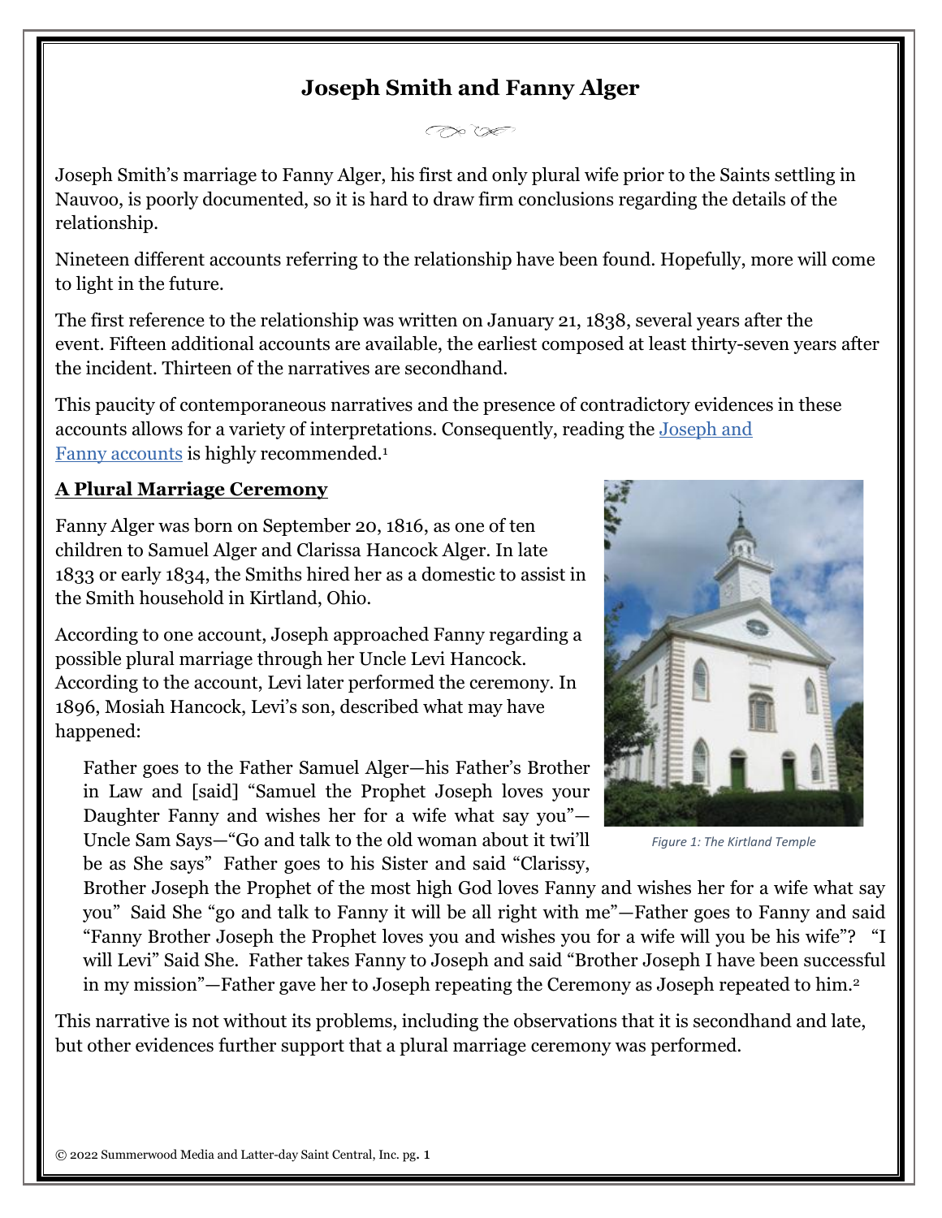# Joseph Smith and Fanny Alger

Joseph Smith's marriage to Fanny Alger, his first and only plural wife prior to the Saints settling in Nauvoo, is poorly documented, so it is hard to draw firm conclusions regarding the details of the relationship.

Nineteen different accounts referring to the relationship have been found. Hopefully, more will come to light in the future.

The first reference to the relationship was written on January 21, 1838, several years after the event. Fifteen additional accounts are available, the earliest composed at least thirty-seven years after the incident. Thirteen of the narratives are secondhand.

This paucity of contemporaneous narratives and the presence of contradictory evidences in these accounts allows for a variety of interpretations. Consequently, reading the Joseph and Fanny accounts is highly recommended.[1]

## A Plural Marriage Ceremony

Fanny Alger was born on September 20, 1816, as one of ten children to Samuel Alger and Clarissa Hancock Alger. In late 1833 or early 1834, the Smiths hired her as a domestic to assist in the Smith household in Kirtland, Ohio.

According to one account, Joseph approached Fanny regarding a possible plural marriage through her Uncle Levi Hancock. According to the account, Levi later performed the ceremony. In 1896, Mosiah Hancock, Levi's son, described what may have happened:

> Father goes to the Father Samuel Alger—his Father's Brother in Law and [said] "Samuel the Prophet Joseph loves your Daughter Fanny and wishes her for a wife what say you"—Uncle Sam Says—"Go and talk to the old woman about it twi'll be as She says" Father goes to his Sister and said "Clarissy, Brother Joseph the Prophet of the most high God loves Fanny and wishes her for a wife what say you" Said She "go and talk to Fanny it will be all right with me"—Father goes to Fanny and said "Fanny Brother Joseph the Prophet loves you and wishes you for a wife will you be his wife"? "I will Levi" Said She. Father takes Fanny to Joseph and said "Brother Joseph I have been successful in my mission"—Father gave her to Joseph repeating the Ceremony as Joseph repeated to him.[2]

*Figure 1: The Kirtland Temple*

This narrative is not without its problems, including the observations that it is secondhand and late, but other evidences further support that a plural marriage ceremony was performed.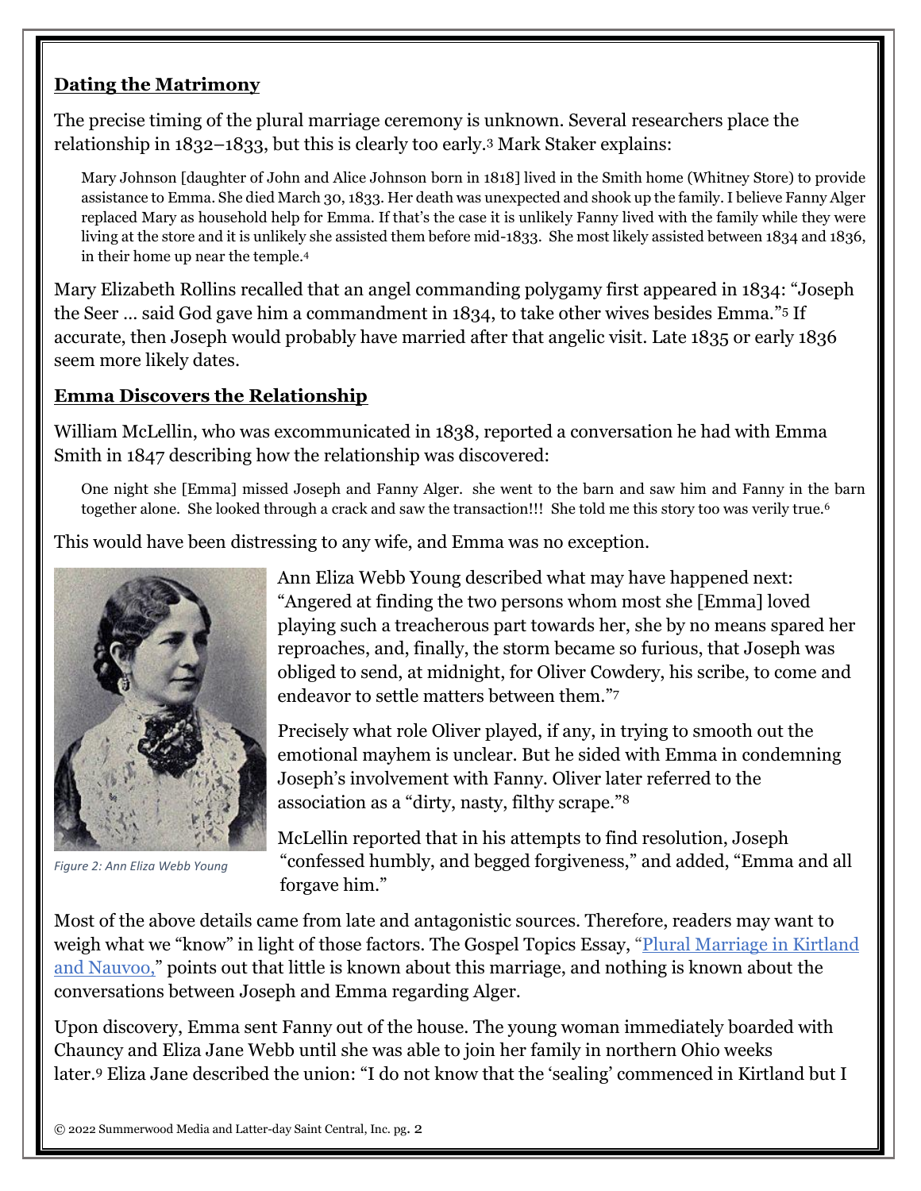## Dating the Matrimony

The precise timing of the plural marriage ceremony is unknown. Several researchers place the relationship in 1832–1833, but this is clearly too early.[3] Mark Staker explains:

> Mary Johnson [daughter of John and Alice Johnson born in 1818] lived in the Smith home (Whitney Store) to provide assistance to Emma. She died March 30, 1833. Her death was unexpected and shook up the family. I believe Fanny Alger replaced Mary as household help for Emma. If that's the case it is unlikely Fanny lived with the family while they were living at the store and it is unlikely she assisted them before mid-1833. She most likely assisted between 1834 and 1836, in their home up near the temple.[4]

Mary Elizabeth Rollins recalled that an angel commanding polygamy first appeared in 1834: "Joseph the Seer … said God gave him a commandment in 1834, to take other wives besides Emma."[5] If accurate, then Joseph would probably have married after that angelic visit. Late 1835 or early 1836 seem more likely dates.

## Emma Discovers the Relationship

William McLellin, who was excommunicated in 1838, reported a conversation he had with Emma Smith in 1847 describing how the relationship was discovered:

> One night she [Emma] missed Joseph and Fanny Alger. she went to the barn and saw him and Fanny in the barn together alone. She looked through a crack and saw the transaction!!! She told me this story too was verily true.[6]

This would have been distressing to any wife, and Emma was no exception.

*Figure 2: Ann Eliza Webb Young*

Ann Eliza Webb Young described what may have happened next: "Angered at finding the two persons whom most she [Emma] loved playing such a treacherous part towards her, she by no means spared her reproaches, and, finally, the storm became so furious, that Joseph was obliged to send, at midnight, for Oliver Cowdery, his scribe, to come and endeavor to settle matters between them."[7]

Precisely what role Oliver played, if any, in trying to smooth out the emotional mayhem is unclear. But he sided with Emma in condemning Joseph's involvement with Fanny. Oliver later referred to the association as a "dirty, nasty, filthy scrape."[8]

McLellin reported that in his attempts to find resolution, Joseph "confessed humbly, and begged forgiveness," and added, "Emma and all forgave him."

Most of the above details came from late and antagonistic sources. Therefore, readers may want to weigh what we "know" in light of those factors. The Gospel Topics Essay, "[Plural Marriage in Kirtland and Nauvoo,]()" points out that little is known about this marriage, and nothing is known about the conversations between Joseph and Emma regarding Alger.

Upon discovery, Emma sent Fanny out of the house. The young woman immediately boarded with Chauncy and Eliza Jane Webb until she was able to join her family in northern Ohio weeks later.[9] Eliza Jane described the union: "I do not know that the 'sealing' commenced in Kirtland but I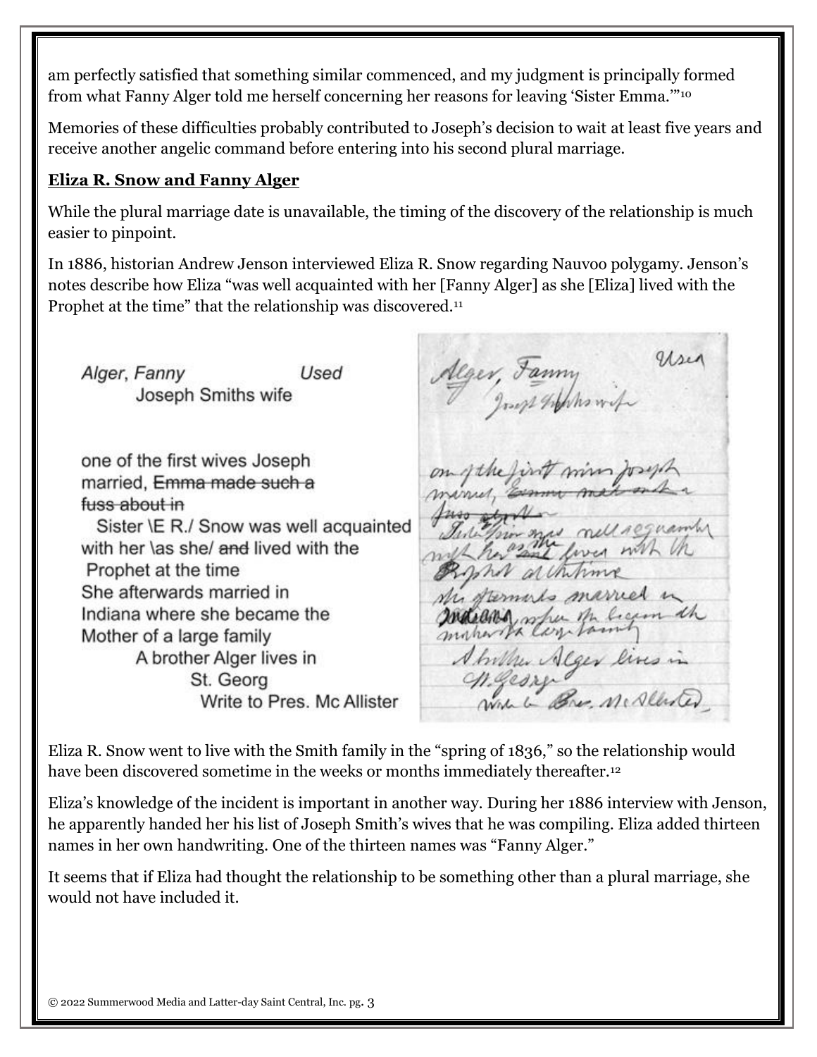am perfectly satisfied that something similar commenced, and my judgment is principally formed from what Fanny Alger told me herself concerning her reasons for leaving 'Sister Emma.'"[10]

Memories of these difficulties probably contributed to Joseph's decision to wait at least five years and receive another angelic command before entering into his second plural marriage.

## **Eliza R. Snow and Fanny Alger**

While the plural marriage date is unavailable, the timing of the discovery of the relationship is much easier to pinpoint.

In 1886, historian Andrew Jenson interviewed Eliza R. Snow regarding Nauvoo polygamy. Jenson's notes describe how Eliza "was well acquainted with her [Fanny Alger] as she [Eliza] lived with the Prophet at the time" that the relationship was discovered.[11]

*Alger, Fanny* *Used*
Joseph Smiths wife

one of the first wives Joseph married, ~~Emma made such a fuss about in~~
Sister \E R./ Snow was well acquainted with her \as she/ ~~and~~ lived with the Prophet at the time
She afterwards married in Indiana where she became the Mother of a large family
A brother Alger lives in St. Georg
Write to Pres. Mc Allister

Eliza R. Snow went to live with the Smith family in the "spring of 1836," so the relationship would have been discovered sometime in the weeks or months immediately thereafter.[12]

Eliza's knowledge of the incident is important in another way. During her 1886 interview with Jenson, he apparently handed her his list of Joseph Smith's wives that he was compiling. Eliza added thirteen names in her own handwriting. One of the thirteen names was "Fanny Alger."

It seems that if Eliza had thought the relationship to be something other than a plural marriage, she would not have included it.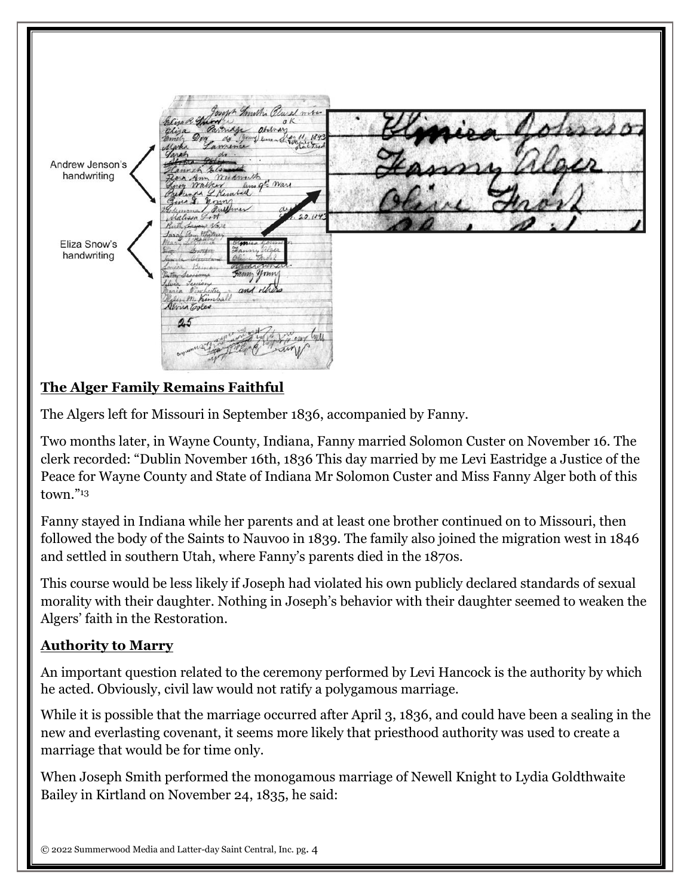Andrew Jenson's handwriting

Eliza Snow's handwriting

## The Alger Family Remains Faithful

The Algers left for Missouri in September 1836, accompanied by Fanny.

Two months later, in Wayne County, Indiana, Fanny married Solomon Custer on November 16. The clerk recorded: "Dublin November 16th, 1836 This day married by me Levi Eastridge a Justice of the Peace for Wayne County and State of Indiana Mr Solomon Custer and Miss Fanny Alger both of this town."[13]

Fanny stayed in Indiana while her parents and at least one brother continued on to Missouri, then followed the body of the Saints to Nauvoo in 1839. The family also joined the migration west in 1846 and settled in southern Utah, where Fanny's parents died in the 1870s.

This course would be less likely if Joseph had violated his own publicly declared standards of sexual morality with their daughter. Nothing in Joseph's behavior with their daughter seemed to weaken the Algers' faith in the Restoration.

## Authority to Marry

An important question related to the ceremony performed by Levi Hancock is the authority by which he acted. Obviously, civil law would not ratify a polygamous marriage.

While it is possible that the marriage occurred after April 3, 1836, and could have been a sealing in the new and everlasting covenant, it seems more likely that priesthood authority was used to create a marriage that would be for time only.

When Joseph Smith performed the monogamous marriage of Newell Knight to Lydia Goldthwaite Bailey in Kirtland on November 24, 1835, he said: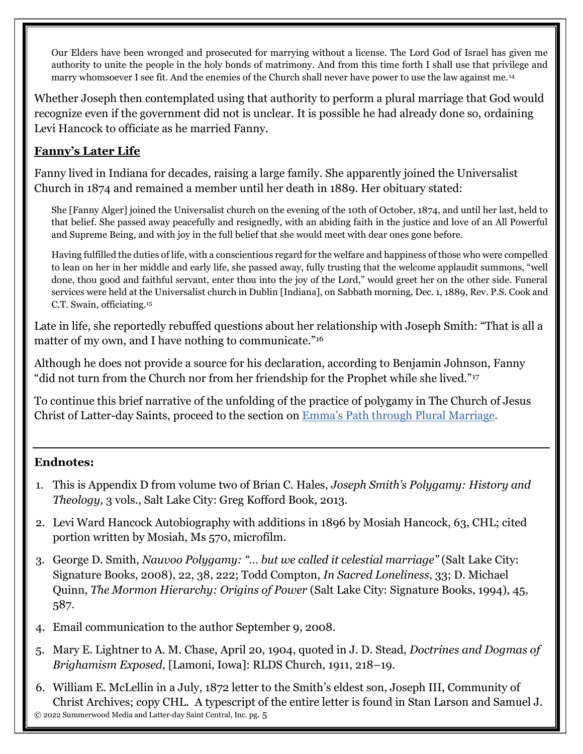> Our Elders have been wronged and prosecuted for marrying without a license. The Lord God of Israel has given me authority to unite the people in the holy bonds of matrimony. And from this time forth I shall use that privilege and marry whomsoever I see fit. And the enemies of the Church shall never have power to use the law against me.[14]

Whether Joseph then contemplated using that authority to perform a plural marriage that God would recognize even if the government did not is unclear. It is possible he had already done so, ordaining Levi Hancock to officiate as he married Fanny.

## Fanny's Later Life

Fanny lived in Indiana for decades, raising a large family. She apparently joined the Universalist Church in 1874 and remained a member until her death in 1889. Her obituary stated:

> She [Fanny Alger] joined the Universalist church on the evening of the 10th of October, 1874, and until her last, held to that belief. She passed away peacefully and resignedly, with an abiding faith in the justice and love of an All Powerful and Supreme Being, and with joy in the full belief that she would meet with dear ones gone before.
>
> Having fulfilled the duties of life, with a conscientious regard for the welfare and happiness of those who were compelled to lean on her in her middle and early life, she passed away, fully trusting that the welcome applaudit summons, "well done, thou good and faithful servant, enter thou into the joy of the Lord," would greet her on the other side. Funeral services were held at the Universalist church in Dublin [Indiana], on Sabbath morning, Dec. 1, 1889, Rev. P.S. Cook and C.T. Swain, officiating.[15]

Late in life, she reportedly rebuffed questions about her relationship with Joseph Smith: "That is all a matter of my own, and I have nothing to communicate."[16]

Although he does not provide a source for his declaration, according to Benjamin Johnson, Fanny "did not turn from the Church nor from her friendship for the Prophet while she lived."[17]

To continue this brief narrative of the unfolding of the practice of polygamy in The Church of Jesus Christ of Latter-day Saints, proceed to the section on Emma's Path through Plural Marriage.

---

**Endnotes:**

1. This is Appendix D from volume two of Brian C. Hales, *Joseph Smith's Polygamy: History and Theology*, 3 vols., Salt Lake City: Greg Kofford Book, 2013.
2. Levi Ward Hancock Autobiography with additions in 1896 by Mosiah Hancock, 63, CHL; cited portion written by Mosiah, Ms 570, microfilm.
3. George D. Smith, *Nauvoo Polygamy: "... but we called it celestial marriage"* (Salt Lake City: Signature Books, 2008), 22, 38, 222; Todd Compton, *In Sacred Loneliness*, 33; D. Michael Quinn, *The Mormon Hierarchy: Origins of Power* (Salt Lake City: Signature Books, 1994), 45, 587.
4. Email communication to the author September 9, 2008.
5. Mary E. Lightner to A. M. Chase, April 20, 1904, quoted in J. D. Stead, *Doctrines and Dogmas of Brighamism Exposed*, [Lamoni, Iowa]: RLDS Church, 1911, 218–19.
6. William E. McLellin in a July, 1872 letter to the Smith's eldest son, Joseph III, Community of Christ Archives; copy CHL. A typescript of the entire letter is found in Stan Larson and Samuel J.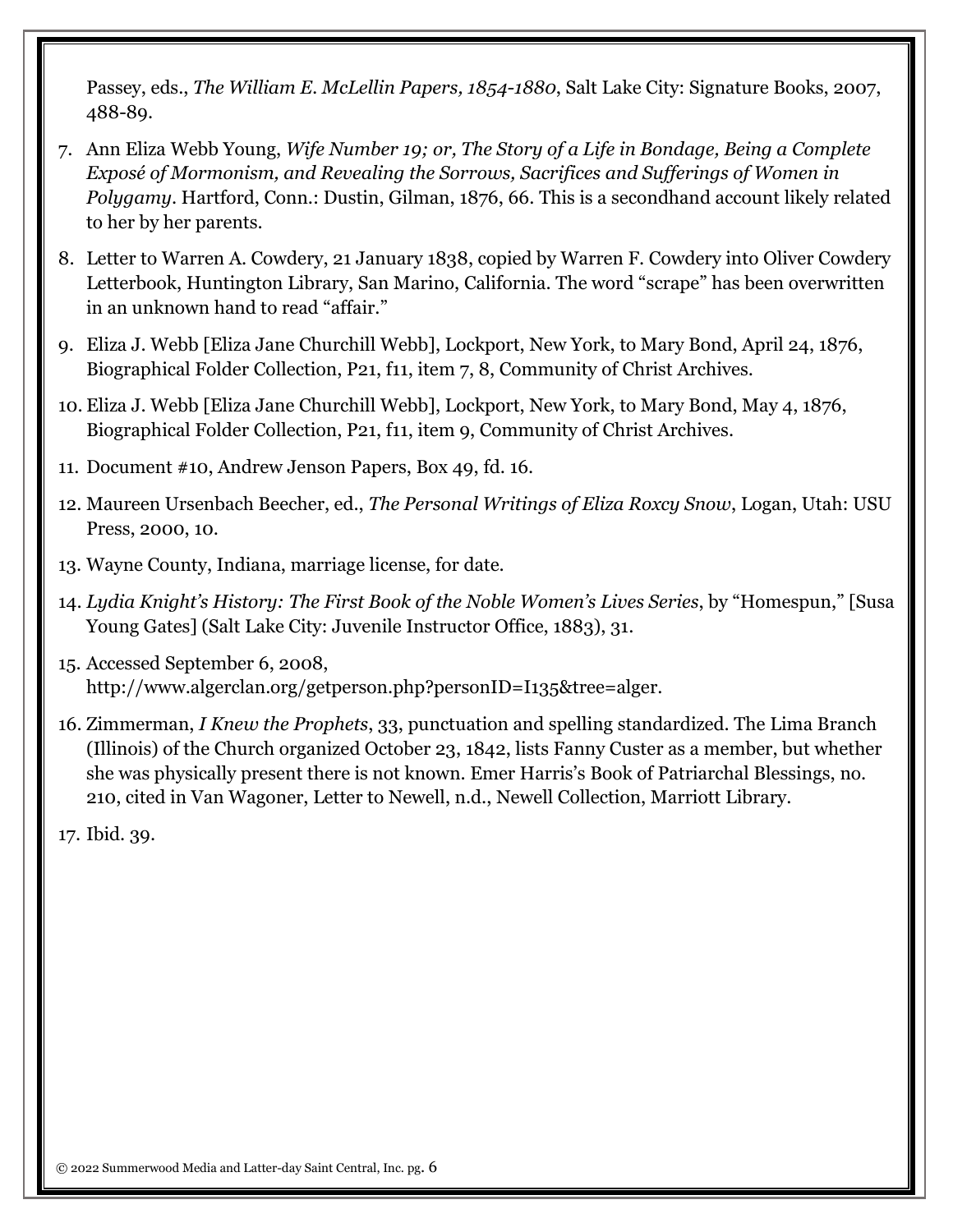Passey, eds., *The William E. McLellin Papers, 1854-1880*, Salt Lake City: Signature Books, 2007, 488-89.

7. Ann Eliza Webb Young, *Wife Number 19; or, The Story of a Life in Bondage, Being a Complete Exposé of Mormonism, and Revealing the Sorrows, Sacrifices and Sufferings of Women in Polygamy*. Hartford, Conn.: Dustin, Gilman, 1876, 66. This is a secondhand account likely related to her by her parents.
8. Letter to Warren A. Cowdery, 21 January 1838, copied by Warren F. Cowdery into Oliver Cowdery Letterbook, Huntington Library, San Marino, California. The word "scrape" has been overwritten in an unknown hand to read "affair."
9. Eliza J. Webb [Eliza Jane Churchill Webb], Lockport, New York, to Mary Bond, April 24, 1876, Biographical Folder Collection, P21, f11, item 7, 8, Community of Christ Archives.
10. Eliza J. Webb [Eliza Jane Churchill Webb], Lockport, New York, to Mary Bond, May 4, 1876, Biographical Folder Collection, P21, f11, item 9, Community of Christ Archives.
11. Document #10, Andrew Jenson Papers, Box 49, fd. 16.
12. Maureen Ursenbach Beecher, ed., *The Personal Writings of Eliza Roxcy Snow*, Logan, Utah: USU Press, 2000, 10.
13. Wayne County, Indiana, marriage license, for date.
14. *Lydia Knight's History: The First Book of the Noble Women's Lives Series*, by "Homespun," [Susa Young Gates] (Salt Lake City: Juvenile Instructor Office, 1883), 31.
15. Accessed September 6, 2008, http://www.algerclan.org/getperson.php?personID=I135&tree=alger.
16. Zimmerman, *I Knew the Prophets*, 33, punctuation and spelling standardized. The Lima Branch (Illinois) of the Church organized October 23, 1842, lists Fanny Custer as a member, but whether she was physically present there is not known. Emer Harris's Book of Patriarchal Blessings, no. 210, cited in Van Wagoner, Letter to Newell, n.d., Newell Collection, Marriott Library.
17. Ibid. 39.